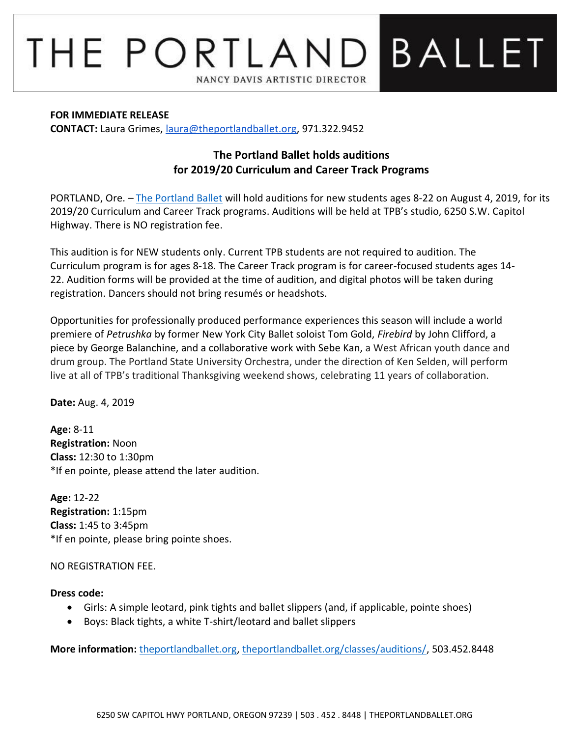# THE PORTLAND BALLET

NANCY DAVIS ARTISTIC DIRECTOR

**FOR IMMEDIATE RELEASE**
**CONTACT:** Laura Grimes, laura@theportlandballet.org, 971.322.9452

## The Portland Ballet holds auditions for 2019/20 Curriculum and Career Track Programs

PORTLAND, Ore. – The Portland Ballet will hold auditions for new students ages 8-22 on August 4, 2019, for its 2019/20 Curriculum and Career Track programs. Auditions will be held at TPB's studio, 6250 S.W. Capitol Highway. There is NO registration fee.

This audition is for NEW students only. Current TPB students are not required to audition. The Curriculum program is for ages 8-18. The Career Track program is for career-focused students ages 14-22. Audition forms will be provided at the time of audition, and digital photos will be taken during registration. Dancers should not bring resumés or headshots.

Opportunities for professionally produced performance experiences this season will include a world premiere of *Petrushka* by former New York City Ballet soloist Tom Gold, *Firebird* by John Clifford, a piece by George Balanchine, and a collaborative work with Sebe Kan, a West African youth dance and drum group. The Portland State University Orchestra, under the direction of Ken Selden, will perform live at all of TPB's traditional Thanksgiving weekend shows, celebrating 11 years of collaboration.

**Date:** Aug. 4, 2019

**Age:** 8-11
**Registration:** Noon
**Class:** 12:30 to 1:30pm
*If en pointe, please attend the later audition.

**Age:** 12-22
**Registration:** 1:15pm
**Class:** 1:45 to 3:45pm
*If en pointe, please bring pointe shoes.

NO REGISTRATION FEE.

**Dress code:**

- Girls: A simple leotard, pink tights and ballet slippers (and, if applicable, pointe shoes)
- Boys: Black tights, a white T-shirt/leotard and ballet slippers

**More information:** theportlandballet.org, theportlandballet.org/classes/auditions/, 503.452.8448

6250 SW CAPITOL HWY PORTLAND, OREGON 97239 | 503 . 452 . 8448 | THEPORTLANDBALLET.ORG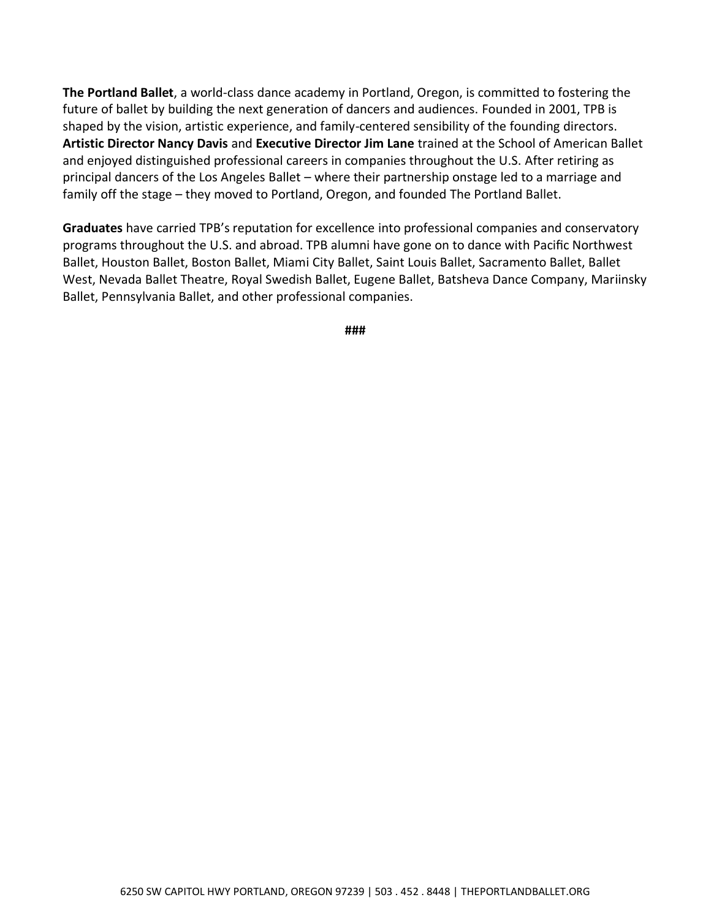**The Portland Ballet**, a world-class dance academy in Portland, Oregon, is committed to fostering the future of ballet by building the next generation of dancers and audiences. Founded in 2001, TPB is shaped by the vision, artistic experience, and family-centered sensibility of the founding directors. **Artistic Director Nancy Davis** and **Executive Director Jim Lane** trained at the School of American Ballet and enjoyed distinguished professional careers in companies throughout the U.S. After retiring as principal dancers of the Los Angeles Ballet – where their partnership onstage led to a marriage and family off the stage – they moved to Portland, Oregon, and founded The Portland Ballet.

**Graduates** have carried TPB's reputation for excellence into professional companies and conservatory programs throughout the U.S. and abroad. TPB alumni have gone on to dance with Pacific Northwest Ballet, Houston Ballet, Boston Ballet, Miami City Ballet, Saint Louis Ballet, Sacramento Ballet, Ballet West, Nevada Ballet Theatre, Royal Swedish Ballet, Eugene Ballet, Batsheva Dance Company, Mariinsky Ballet, Pennsylvania Ballet, and other professional companies.

**###**